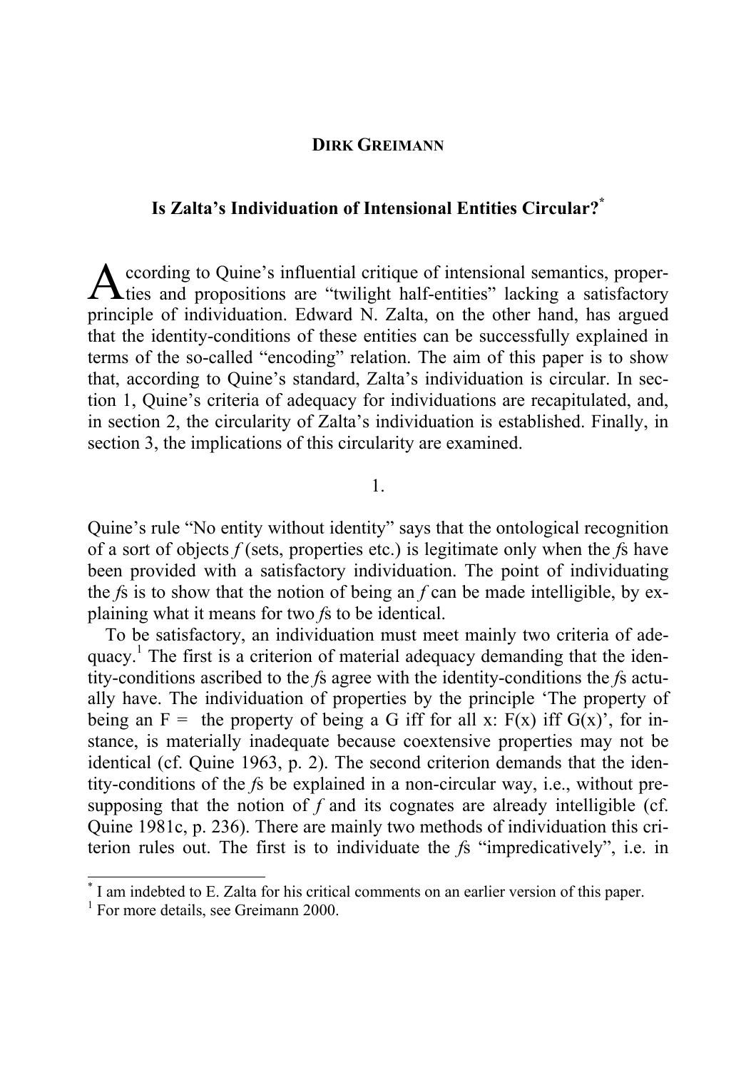**DIRK GREIMANN**

# Is Zalta's Individuation of Intensional Entities Circular?[*]

According to Quine's influential critique of intensional semantics, properties and propositions are "twilight half-entities" lacking a satisfactory principle of individuation. Edward N. Zalta, on the other hand, has argued that the identity-conditions of these entities can be successfully explained in terms of the so-called "encoding" relation. The aim of this paper is to show that, according to Quine's standard, Zalta's individuation is circular. In section 1, Quine's criteria of adequacy for individuations are recapitulated, and, in section 2, the circularity of Zalta's individuation is established. Finally, in section 3, the implications of this circularity are examined.

## 1.

Quine's rule "No entity without identity" says that the ontological recognition of a sort of objects *f* (sets, properties etc.) is legitimate only when the *f*s have been provided with a satisfactory individuation. The point of individuating the *f*s is to show that the notion of being an *f* can be made intelligible, by explaining what it means for two *f*s to be identical.

To be satisfactory, an individuation must meet mainly two criteria of adequacy.[1] The first is a criterion of material adequacy demanding that the identity-conditions ascribed to the *f*s agree with the identity-conditions the *f*s actually have. The individuation of properties by the principle 'The property of being an F = the property of being a G iff for all x: F(x) iff G(x)', for instance, is materially inadequate because coextensive properties may not be identical (cf. Quine 1963, p. 2). The second criterion demands that the identity-conditions of the *f*s be explained in a non-circular way, i.e., without presupposing that the notion of *f* and its cognates are already intelligible (cf. Quine 1981c, p. 236). There are mainly two methods of individuation this criterion rules out. The first is to individuate the *f*s "impredicatively", i.e. in

[*] I am indebted to E. Zalta for his critical comments on an earlier version of this paper.

[1] For more details, see Greimann 2000.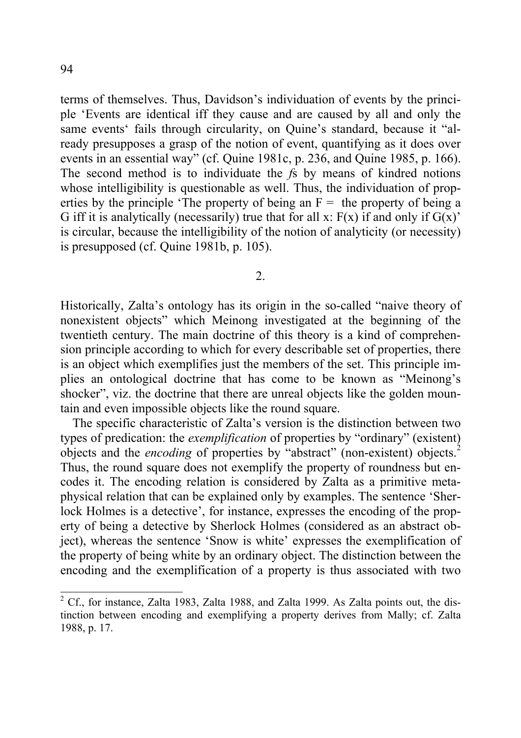terms of themselves. Thus, Davidson's individuation of events by the principle 'Events are identical iff they cause and are caused by all and only the same events' fails through circularity, on Quine's standard, because it "already presupposes a grasp of the notion of event, quantifying as it does over events in an essential way" (cf. Quine 1981c, p. 236, and Quine 1985, p. 166). The second method is to individuate the *f*s by means of kindred notions whose intelligibility is questionable as well. Thus, the individuation of properties by the principle 'The property of being an F = the property of being a G iff it is analytically (necessarily) true that for all x: F(x) if and only if G(x)' is circular, because the intelligibility of the notion of analyticity (or necessity) is presupposed (cf. Quine 1981b, p. 105).

## 2.

Historically, Zalta's ontology has its origin in the so-called "naive theory of nonexistent objects" which Meinong investigated at the beginning of the twentieth century. The main doctrine of this theory is a kind of comprehension principle according to which for every describable set of properties, there is an object which exemplifies just the members of the set. This principle implies an ontological doctrine that has come to be known as "Meinong's shocker", viz. the doctrine that there are unreal objects like the golden mountain and even impossible objects like the round square.

The specific characteristic of Zalta's version is the distinction between two types of predication: the *exemplification* of properties by "ordinary" (existent) objects and the *encoding* of properties by "abstract" (non-existent) objects.[2] Thus, the round square does not exemplify the property of roundness but encodes it. The encoding relation is considered by Zalta as a primitive metaphysical relation that can be explained only by examples. The sentence 'Sherlock Holmes is a detective', for instance, expresses the encoding of the property of being a detective by Sherlock Holmes (considered as an abstract object), whereas the sentence 'Snow is white' expresses the exemplification of the property of being white by an ordinary object. The distinction between the encoding and the exemplification of a property is thus associated with two

---

[2] Cf., for instance, Zalta 1983, Zalta 1988, and Zalta 1999. As Zalta points out, the distinction between encoding and exemplifying a property derives from Mally; cf. Zalta 1988, p. 17.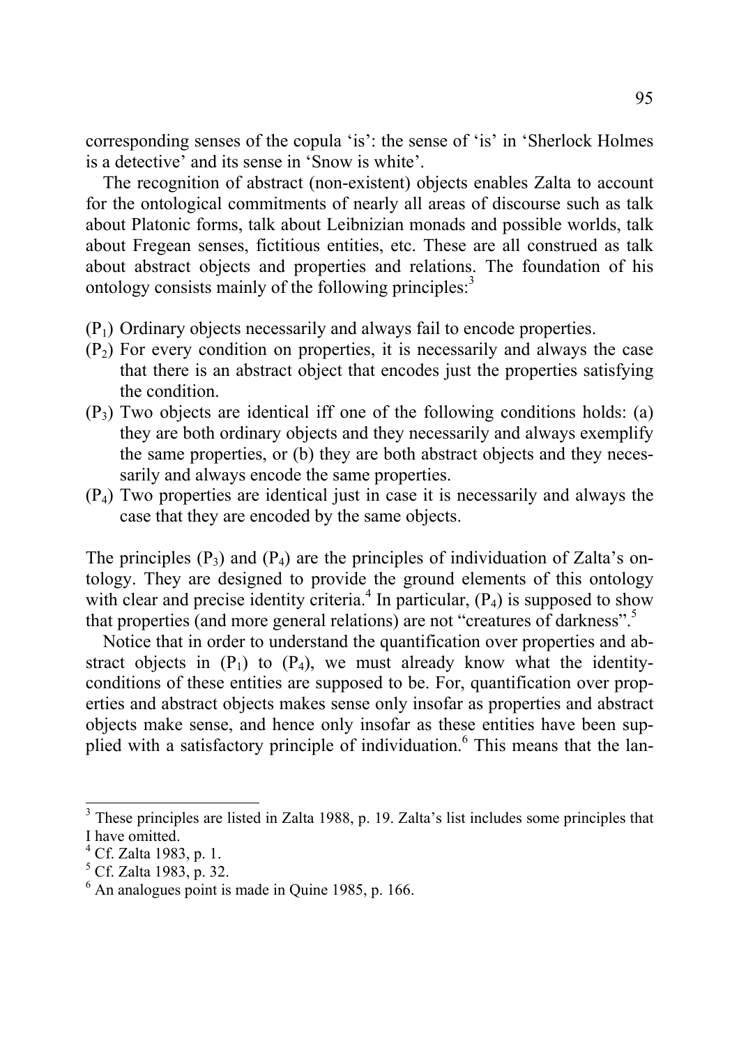corresponding senses of the copula ‘is’: the sense of ‘is’ in ‘Sherlock Holmes is a detective’ and its sense in ‘Snow is white’.

The recognition of abstract (non-existent) objects enables Zalta to account for the ontological commitments of nearly all areas of discourse such as talk about Platonic forms, talk about Leibnizian monads and possible worlds, talk about Fregean senses, fictitious entities, etc. These are all construed as talk about abstract objects and properties and relations. The foundation of his ontology consists mainly of the following principles:[3]

($P_1$) Ordinary objects necessarily and always fail to encode properties.

($P_2$) For every condition on properties, it is necessarily and always the case that there is an abstract object that encodes just the properties satisfying the condition.

($P_3$) Two objects are identical iff one of the following conditions holds: (a) they are both ordinary objects and they necessarily and always exemplify the same properties, or (b) they are both abstract objects and they necessarily and always encode the same properties.

($P_4$) Two properties are identical just in case it is necessarily and always the case that they are encoded by the same objects.

The principles ($P_3$) and ($P_4$) are the principles of individuation of Zalta’s ontology. They are designed to provide the ground elements of this ontology with clear and precise identity criteria.[4] In particular, ($P_4$) is supposed to show that properties (and more general relations) are not “creatures of darkness”.[5]

Notice that in order to understand the quantification over properties and abstract objects in ($P_1$) to ($P_4$), we must already know what the identity-conditions of these entities are supposed to be. For, quantification over properties and abstract objects makes sense only insofar as properties and abstract objects make sense, and hence only insofar as these entities have been supplied with a satisfactory principle of individuation.[6] This means that the lan-

---

[3] These principles are listed in Zalta 1988, p. 19. Zalta’s list includes some principles that I have omitted.

[4] Cf. Zalta 1983, p. 1.

[5] Cf. Zalta 1983, p. 32.

[6] An analogues point is made in Quine 1985, p. 166.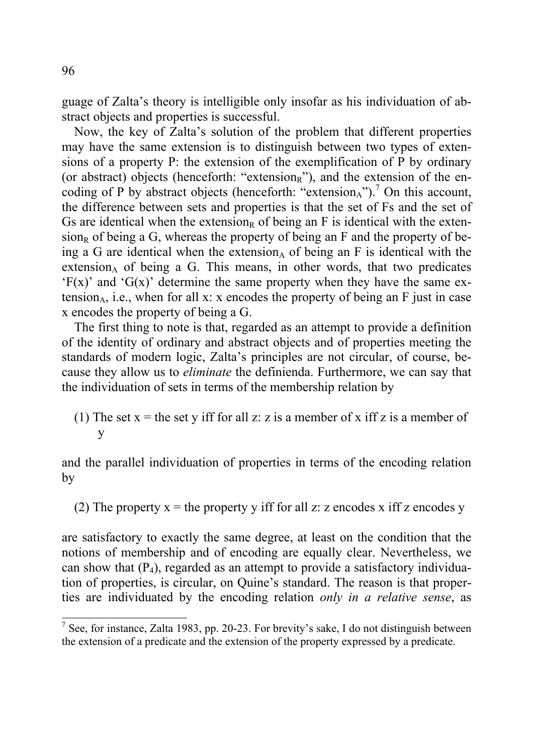guage of Zalta's theory is intelligible only insofar as his individuation of abstract objects and properties is successful.

Now, the key of Zalta's solution of the problem that different properties may have the same extension is to distinguish between two types of extensions of a property P: the extension of the exemplification of P by ordinary (or abstract) objects (henceforth: "extension$_R$"), and the extension of the encoding of P by abstract objects (henceforth: "extension$_A$").[7] On this account, the difference between sets and properties is that the set of Fs and the set of Gs are identical when the extension$_R$ of being an F is identical with the extension$_R$ of being a G, whereas the property of being an F and the property of being a G are identical when the extension$_A$ of being an F is identical with the extension$_A$ of being a G. This means, in other words, that two predicates 'F(x)' and 'G(x)' determine the same property when they have the same extension$_A$, i.e., when for all x: x encodes the property of being an F just in case x encodes the property of being a G.

The first thing to note is that, regarded as an attempt to provide a definition of the identity of ordinary and abstract objects and of properties meeting the standards of modern logic, Zalta's principles are not circular, of course, because they allow us to *eliminate* the definienda. Furthermore, we can say that the individuation of sets in terms of the membership relation by

(1) The set x = the set y iff for all z: z is a member of x iff z is a member of y

and the parallel individuation of properties in terms of the encoding relation by

(2) The property x = the property y iff for all z: z encodes x iff z encodes y

are satisfactory to exactly the same degree, at least on the condition that the notions of membership and of encoding are equally clear. Nevertheless, we can show that ($P_4$), regarded as an attempt to provide a satisfactory individuation of properties, is circular, on Quine's standard. The reason is that properties are individuated by the encoding relation *only in a relative sense*, as

[7] See, for instance, Zalta 1983, pp. 20-23. For brevity's sake, I do not distinguish between the extension of a predicate and the extension of the property expressed by a predicate.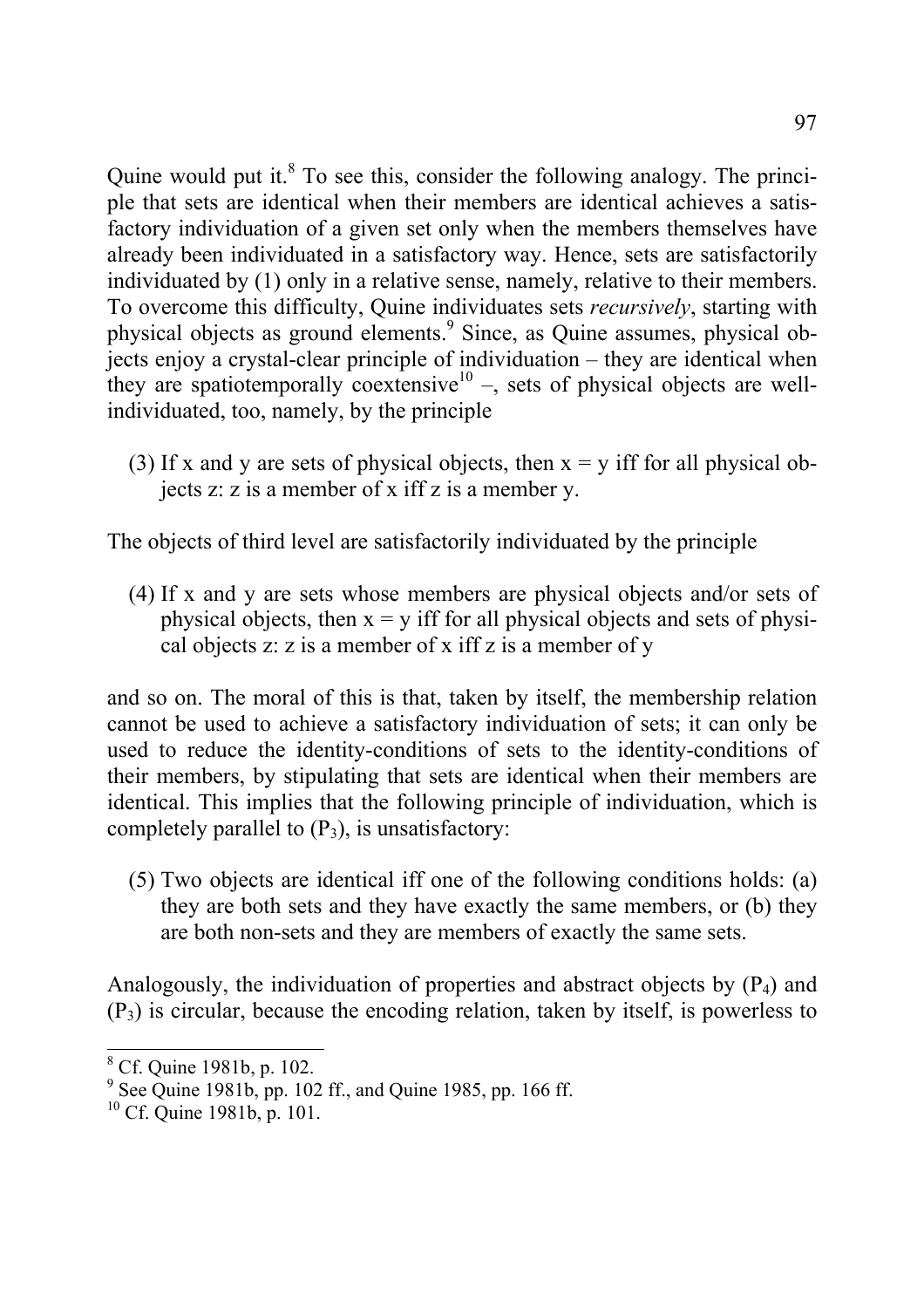Quine would put it.[8] To see this, consider the following analogy. The principle that sets are identical when their members are identical achieves a satisfactory individuation of a given set only when the members themselves have already been individuated in a satisfactory way. Hence, sets are satisfactorily individuated by (1) only in a relative sense, namely, relative to their members. To overcome this difficulty, Quine individuates sets *recursively*, starting with physical objects as ground elements.[9] Since, as Quine assumes, physical objects enjoy a crystal-clear principle of individuation – they are identical when they are spatiotemporally coextensive[10] –, sets of physical objects are well-individuated, too, namely, by the principle

(3) If x and y are sets of physical objects, then x = y iff for all physical objects z: z is a member of x iff z is a member y.

The objects of third level are satisfactorily individuated by the principle

(4) If x and y are sets whose members are physical objects and/or sets of physical objects, then x = y iff for all physical objects and sets of physical objects z: z is a member of x iff z is a member of y

and so on. The moral of this is that, taken by itself, the membership relation cannot be used to achieve a satisfactory individuation of sets; it can only be used to reduce the identity-conditions of sets to the identity-conditions of their members, by stipulating that sets are identical when their members are identical. This implies that the following principle of individuation, which is completely parallel to ($P_3$), is unsatisfactory:

(5) Two objects are identical iff one of the following conditions holds: (a) they are both sets and they have exactly the same members, or (b) they are both non-sets and they are members of exactly the same sets.

Analogously, the individuation of properties and abstract objects by ($P_4$) and ($P_3$) is circular, because the encoding relation, taken by itself, is powerless to

[8] Cf. Quine 1981b, p. 102.

[9] See Quine 1981b, pp. 102 ff., and Quine 1985, pp. 166 ff.

[10] Cf. Quine 1981b, p. 101.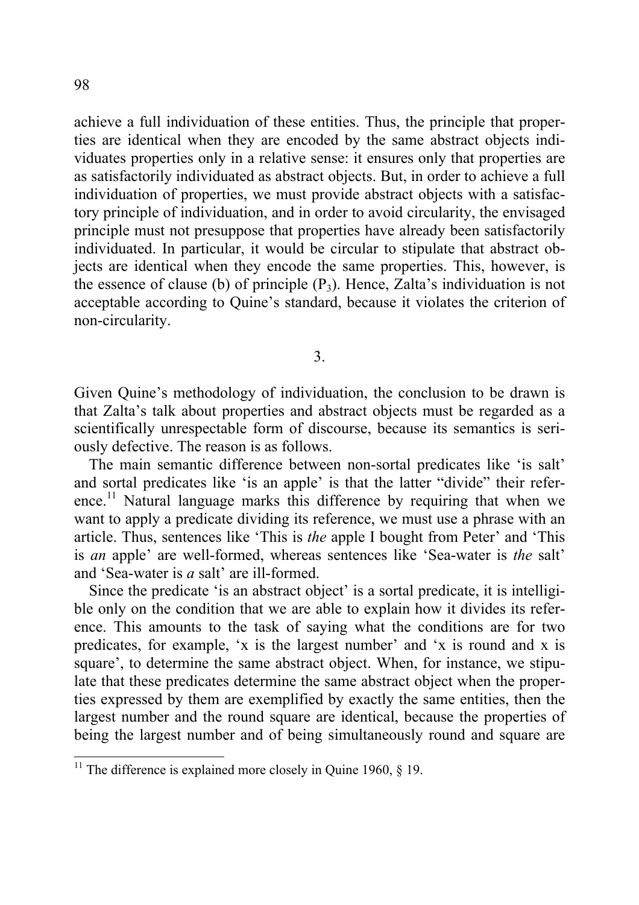achieve a full individuation of these entities. Thus, the principle that properties are identical when they are encoded by the same abstract objects individuates properties only in a relative sense: it ensures only that properties are as satisfactorily individuated as abstract objects. But, in order to achieve a full individuation of properties, we must provide abstract objects with a satisfactory principle of individuation, and in order to avoid circularity, the envisaged principle must not presuppose that properties have already been satisfactorily individuated. In particular, it would be circular to stipulate that abstract objects are identical when they encode the same properties. This, however, is the essence of clause (b) of principle ($P_3$). Hence, Zalta's individuation is not acceptable according to Quine's standard, because it violates the criterion of non-circularity.

## 3.

Given Quine's methodology of individuation, the conclusion to be drawn is that Zalta's talk about properties and abstract objects must be regarded as a scientifically unrespectable form of discourse, because its semantics is seriously defective. The reason is as follows.

The main semantic difference between non-sortal predicates like 'is salt' and sortal predicates like 'is an apple' is that the latter "divide" their reference.[11] Natural language marks this difference by requiring that when we want to apply a predicate dividing its reference, we must use a phrase with an article. Thus, sentences like 'This is *the* apple I bought from Peter' and 'This is *an* apple' are well-formed, whereas sentences like 'Sea-water is *the* salt' and 'Sea-water is *a* salt' are ill-formed.

Since the predicate 'is an abstract object' is a sortal predicate, it is intelligible only on the condition that we are able to explain how it divides its reference. This amounts to the task of saying what the conditions are for two predicates, for example, 'x is the largest number' and 'x is round and x is square', to determine the same abstract object. When, for instance, we stipulate that these predicates determine the same abstract object when the properties expressed by them are exemplified by exactly the same entities, then the largest number and the round square are identical, because the properties of being the largest number and of being simultaneously round and square are

[11] The difference is explained more closely in Quine 1960, § 19.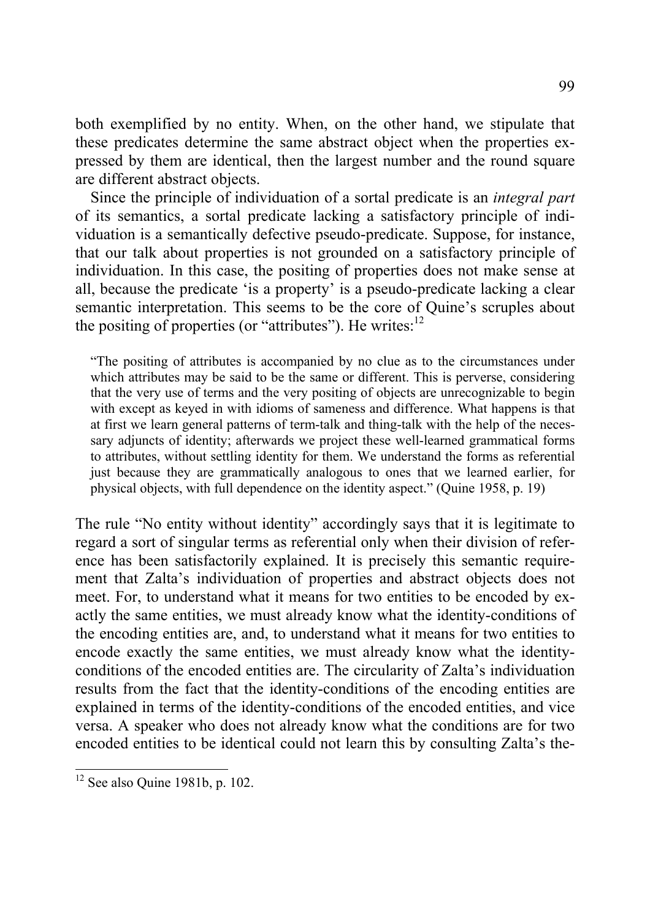both exemplified by no entity. When, on the other hand, we stipulate that these predicates determine the same abstract object when the properties expressed by them are identical, then the largest number and the round square are different abstract objects.

Since the principle of individuation of a sortal predicate is an *integral part* of its semantics, a sortal predicate lacking a satisfactory principle of individuation is a semantically defective pseudo-predicate. Suppose, for instance, that our talk about properties is not grounded on a satisfactory principle of individuation. In this case, the positing of properties does not make sense at all, because the predicate 'is a property' is a pseudo-predicate lacking a clear semantic interpretation. This seems to be the core of Quine's scruples about the positing of properties (or "attributes"). He writes:[12]

> "The positing of attributes is accompanied by no clue as to the circumstances under which attributes may be said to be the same or different. This is perverse, considering that the very use of terms and the very positing of objects are unrecognizable to begin with except as keyed in with idioms of sameness and difference. What happens is that at first we learn general patterns of term-talk and thing-talk with the help of the necessary adjuncts of identity; afterwards we project these well-learned grammatical forms to attributes, without settling identity for them. We understand the forms as referential just because they are grammatically analogous to ones that we learned earlier, for physical objects, with full dependence on the identity aspect." (Quine 1958, p. 19)

The rule "No entity without identity" accordingly says that it is legitimate to regard a sort of singular terms as referential only when their division of reference has been satisfactorily explained. It is precisely this semantic requirement that Zalta's individuation of properties and abstract objects does not meet. For, to understand what it means for two entities to be encoded by exactly the same entities, we must already know what the identity-conditions of the encoding entities are, and, to understand what it means for two entities to encode exactly the same entities, we must already know what the identity-conditions of the encoded entities are. The circularity of Zalta's individuation results from the fact that the identity-conditions of the encoding entities are explained in terms of the identity-conditions of the encoded entities, and vice versa. A speaker who does not already know what the conditions are for two encoded entities to be identical could not learn this by consulting Zalta's the-

[12] See also Quine 1981b, p. 102.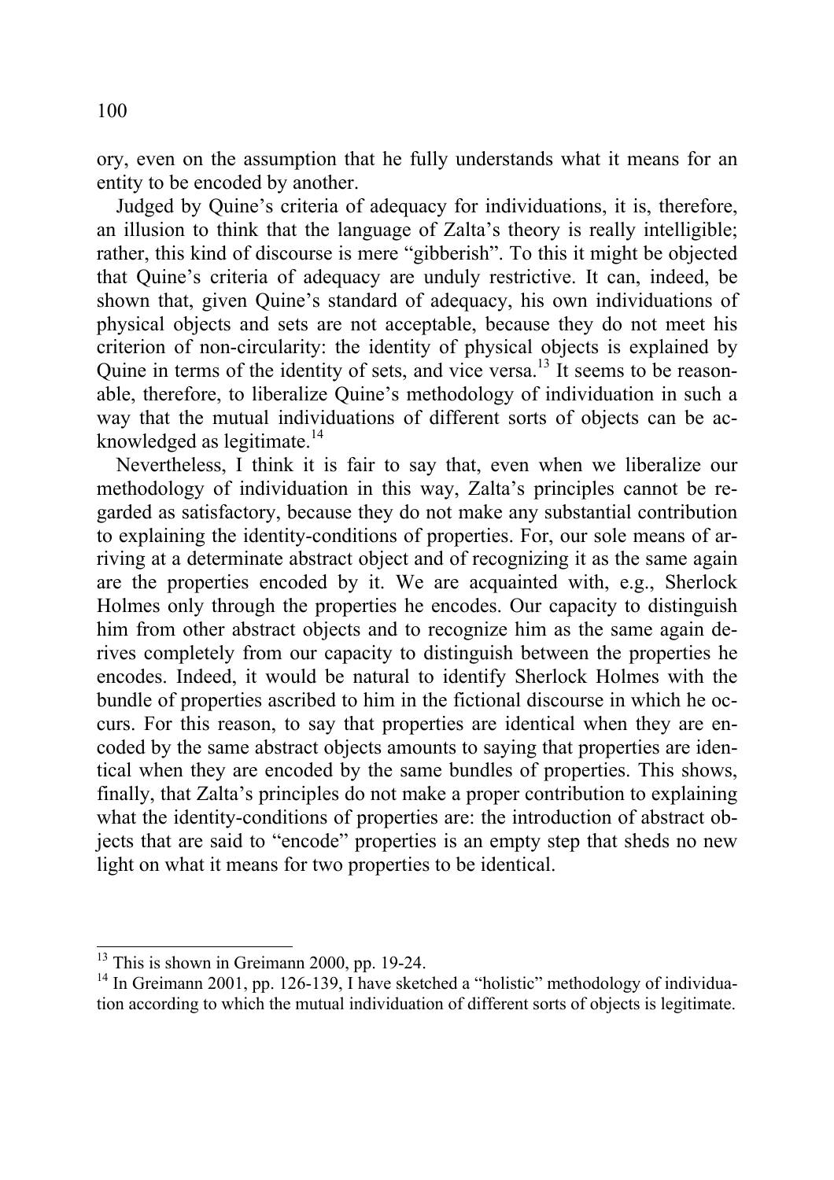ory, even on the assumption that he fully understands what it means for an entity to be encoded by another.

Judged by Quine's criteria of adequacy for individuations, it is, therefore, an illusion to think that the language of Zalta's theory is really intelligible; rather, this kind of discourse is mere "gibberish". To this it might be objected that Quine's criteria of adequacy are unduly restrictive. It can, indeed, be shown that, given Quine's standard of adequacy, his own individuations of physical objects and sets are not acceptable, because they do not meet his criterion of non-circularity: the identity of physical objects is explained by Quine in terms of the identity of sets, and vice versa.[13] It seems to be reasonable, therefore, to liberalize Quine's methodology of individuation in such a way that the mutual individuations of different sorts of objects can be acknowledged as legitimate.[14]

Nevertheless, I think it is fair to say that, even when we liberalize our methodology of individuation in this way, Zalta's principles cannot be regarded as satisfactory, because they do not make any substantial contribution to explaining the identity-conditions of properties. For, our sole means of arriving at a determinate abstract object and of recognizing it as the same again are the properties encoded by it. We are acquainted with, e.g., Sherlock Holmes only through the properties he encodes. Our capacity to distinguish him from other abstract objects and to recognize him as the same again derives completely from our capacity to distinguish between the properties he encodes. Indeed, it would be natural to identify Sherlock Holmes with the bundle of properties ascribed to him in the fictional discourse in which he occurs. For this reason, to say that properties are identical when they are encoded by the same abstract objects amounts to saying that properties are identical when they are encoded by the same bundles of properties. This shows, finally, that Zalta's principles do not make a proper contribution to explaining what the identity-conditions of properties are: the introduction of abstract objects that are said to "encode" properties is an empty step that sheds no new light on what it means for two properties to be identical.

---

[13] This is shown in Greimann 2000, pp. 19-24.

[14] In Greimann 2001, pp. 126-139, I have sketched a "holistic" methodology of individuation according to which the mutual individuation of different sorts of objects is legitimate.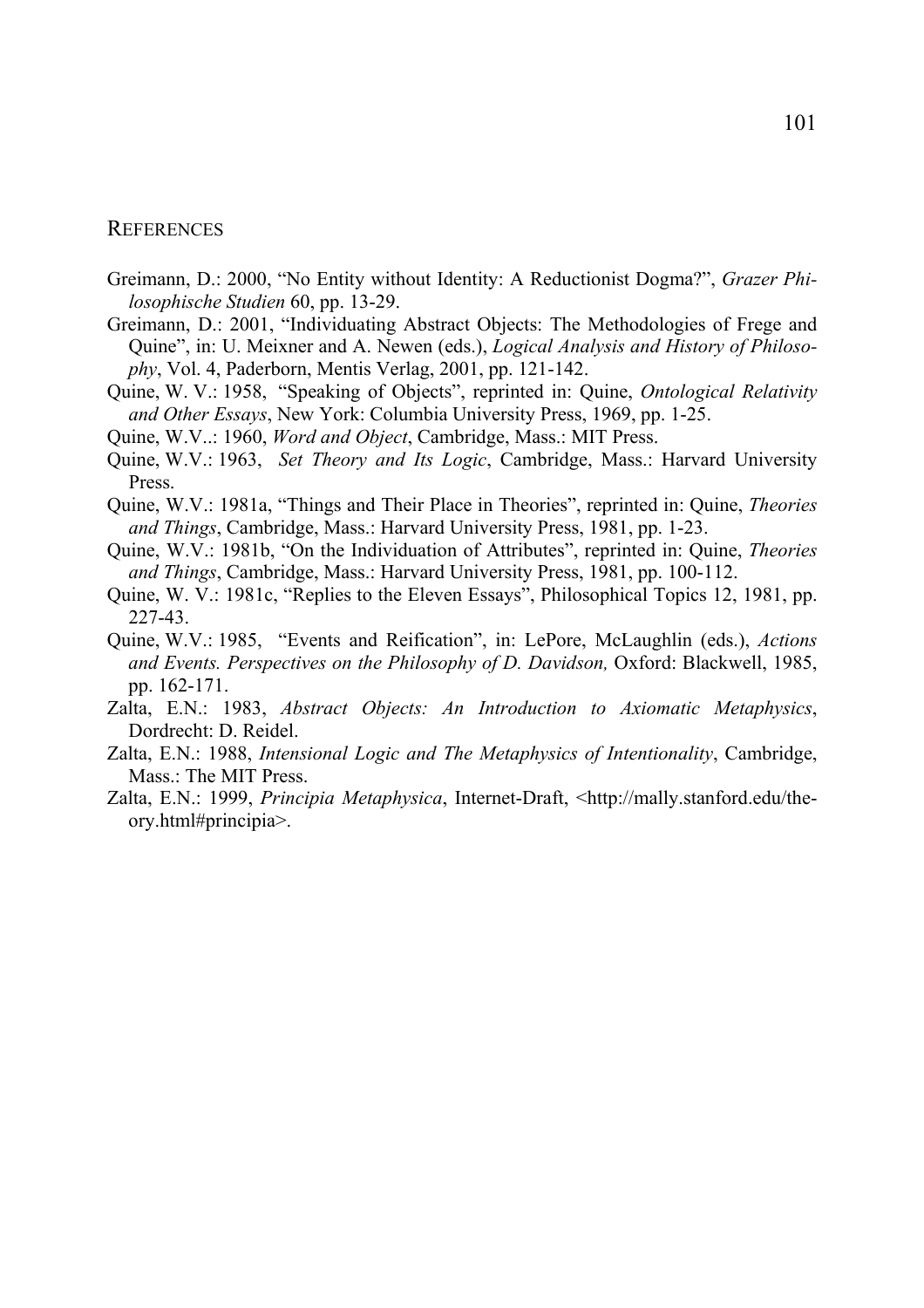## REFERENCES

Greimann, D.: 2000, "No Entity without Identity: A Reductionist Dogma?", *Grazer Philosophische Studien* 60, pp. 13-29.

Greimann, D.: 2001, "Individuating Abstract Objects: The Methodologies of Frege and Quine", in: U. Meixner and A. Newen (eds.), *Logical Analysis and History of Philosophy*, Vol. 4, Paderborn, Mentis Verlag, 2001, pp. 121-142.

Quine, W. V.: 1958, "Speaking of Objects", reprinted in: Quine, *Ontological Relativity and Other Essays*, New York: Columbia University Press, 1969, pp. 1-25.

Quine, W.V..: 1960, *Word and Object*, Cambridge, Mass.: MIT Press.

Quine, W.V.: 1963, *Set Theory and Its Logic*, Cambridge, Mass.: Harvard University Press.

Quine, W.V.: 1981a, "Things and Their Place in Theories", reprinted in: Quine, *Theories and Things*, Cambridge, Mass.: Harvard University Press, 1981, pp. 1-23.

Quine, W.V.: 1981b, "On the Individuation of Attributes", reprinted in: Quine, *Theories and Things*, Cambridge, Mass.: Harvard University Press, 1981, pp. 100-112.

Quine, W. V.: 1981c, "Replies to the Eleven Essays", Philosophical Topics 12, 1981, pp. 227-43.

Quine, W.V.: 1985, "Events and Reification", in: LePore, McLaughlin (eds.), *Actions and Events. Perspectives on the Philosophy of D. Davidson,* Oxford: Blackwell, 1985, pp. 162-171.

Zalta, E.N.: 1983, *Abstract Objects: An Introduction to Axiomatic Metaphysics*, Dordrecht: D. Reidel.

Zalta, E.N.: 1988, *Intensional Logic and The Metaphysics of Intentionality*, Cambridge, Mass.: The MIT Press.

Zalta, E.N.: 1999, *Principia Metaphysica*, Internet-Draft, <http://mally.stanford.edu/theory.html#principia>.